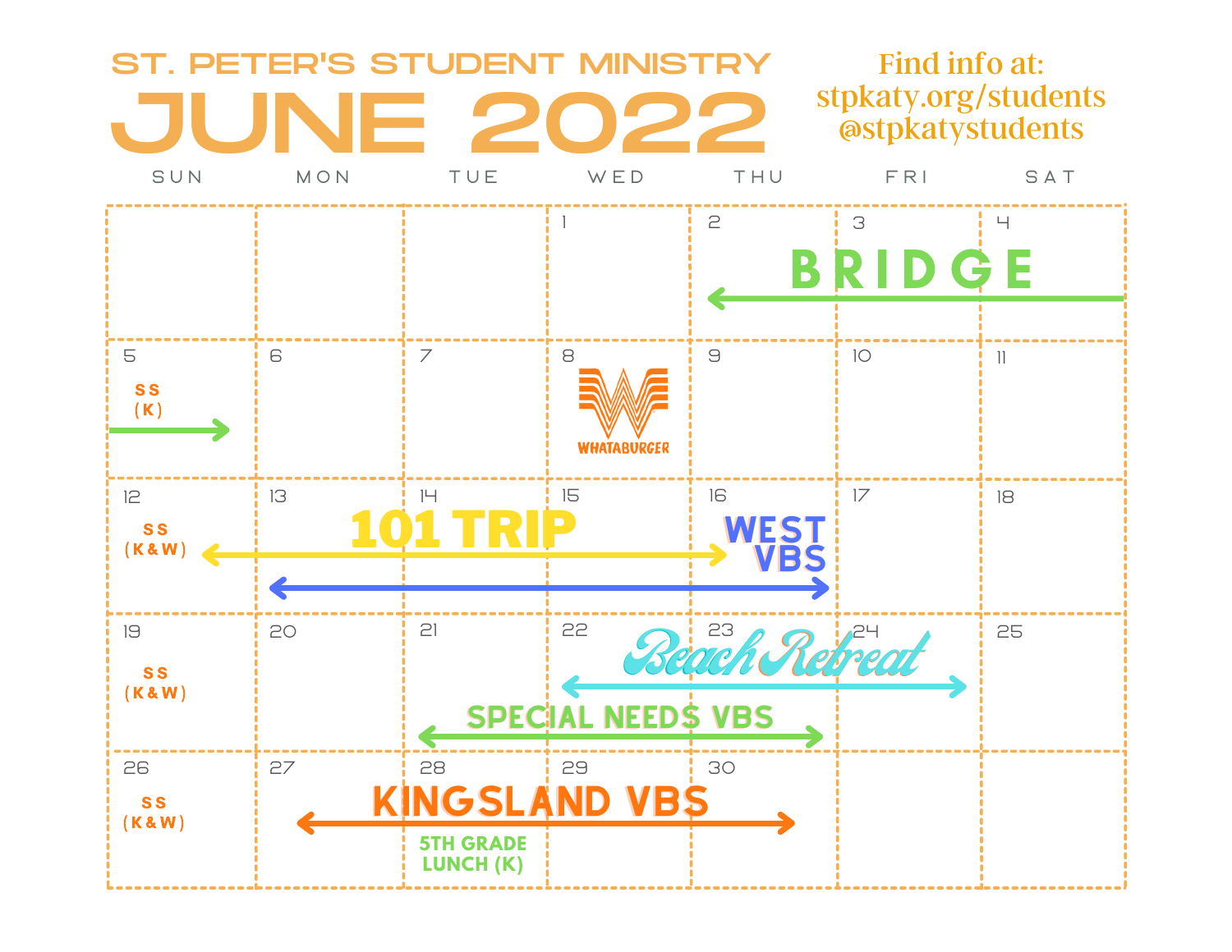# ST. PETER'S STUDENT MINISTRY

# JUNE 2022

Find info at:
stpkaty.org/students
@stpkatystudents

| SUN | MON | TUE | WED | THU | FRI | SAT |
|---|---|---|---|---|---|---|
| | | | 1 | 2 BRIDGE | 3 BRIDGE | 4 BRIDGE |
| 5 SS (K) / BRIDGE | 6 | 7 | 8 WHATABURGER | 9 | 10 | 11 |
| 12 SS (K & W) / 101 TRIP | 13 101 TRIP / WEST VBS | 14 101 TRIP / WEST VBS | 15 101 TRIP / WEST VBS | 16 101 TRIP / WEST VBS | 17 | 18 |
| 19 SS (K & W) | 20 | 21 SPECIAL NEEDS VBS | 22 SPECIAL NEEDS VBS / Beach Retreat | 23 SPECIAL NEEDS VBS / Beach Retreat | 24 Beach Retreat | 25 |
| 26 SS (K & W) | 27 KINGSLAND VBS | 28 KINGSLAND VBS / 5TH GRADE LUNCH (K) | 29 KINGSLAND VBS | 30 KINGSLAND VBS | | |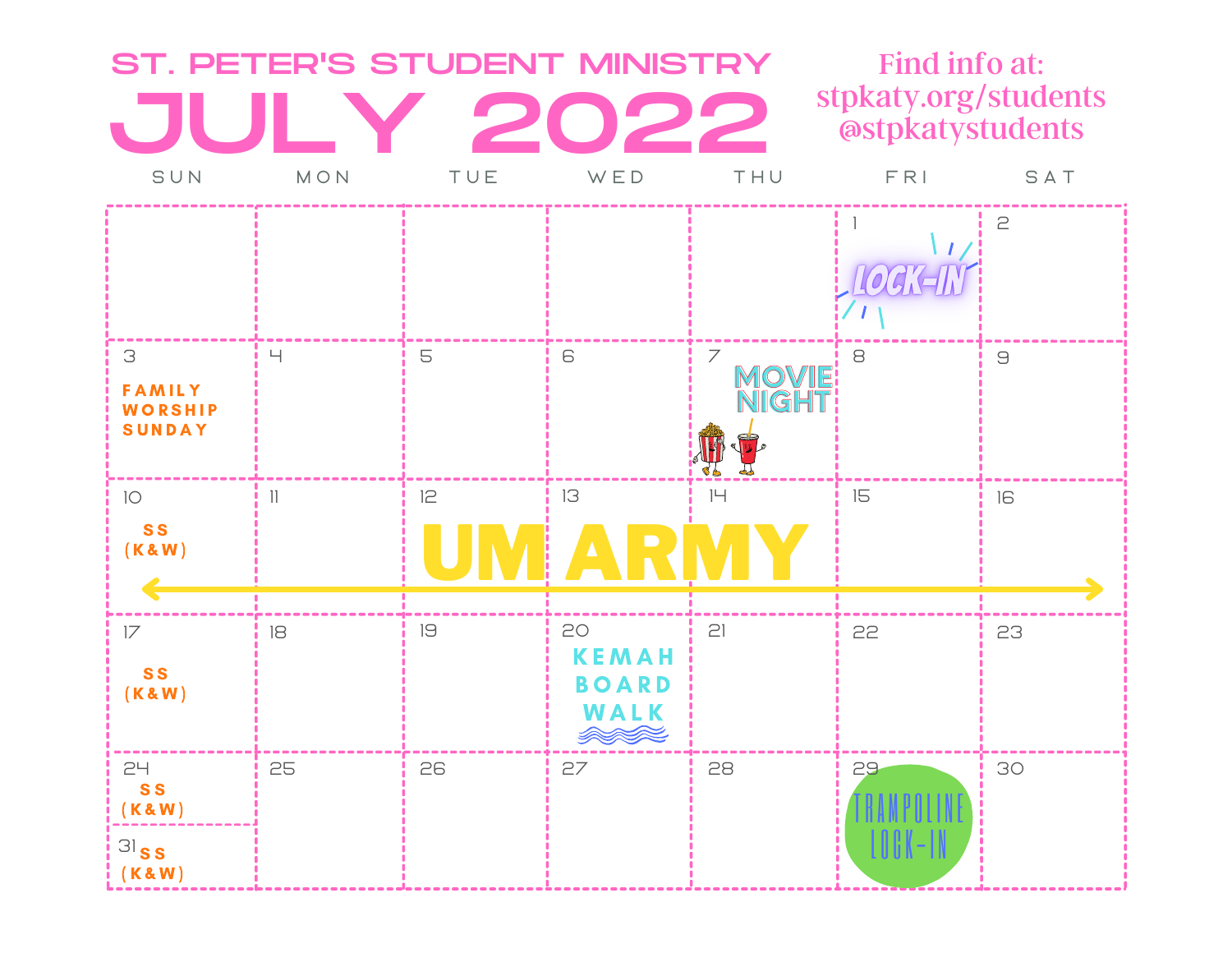# ST. PETER'S STUDENT MINISTRY

# JULY 2022

Find info at:
stpkaty.org/students
@stpkatystudents

| SUN | MON | TUE | WED | THU | FRI | SAT |
|---|---|---|---|---|---|---|
| | | | | | 1 LOCK-IN | 2 |
| 3 FAMILY WORSHIP SUNDAY | 4 | 5 | 6 | 7 MOVIE NIGHT | 8 | 9 |
| 10 SS (K&W) | 11 | 12 UM ARMY | 13 UM ARMY | 14 UM ARMY | 15 UM ARMY | 16 UM ARMY |
| 17 SS (K&W) | 18 | 19 | 20 KEMAH BOARD WALK | 21 | 22 | 23 |
| 24 SS (K&W) / 31 SS (K&W) | 25 | 26 | 27 | 28 | 29 TRAMPOLINE LOCK-IN | 30 |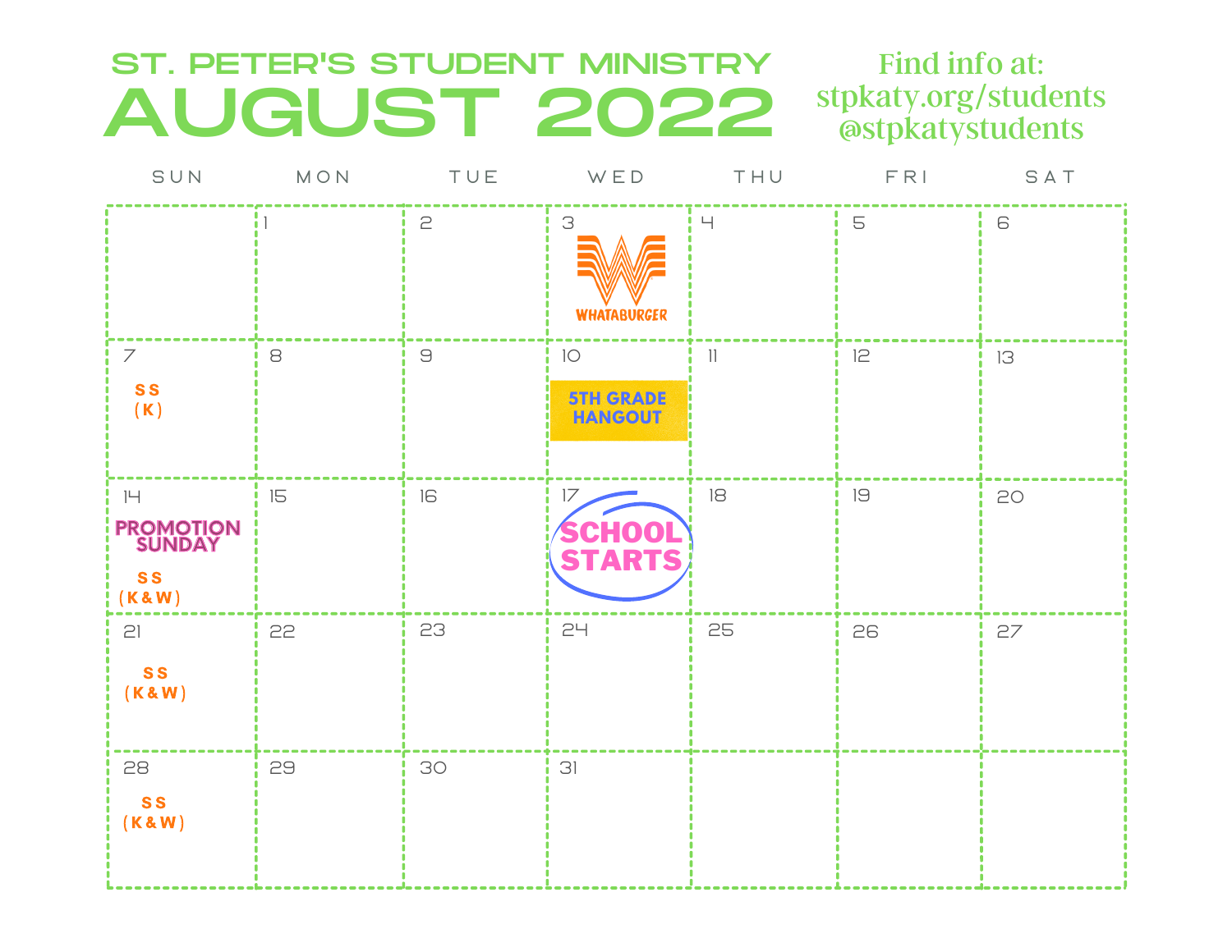# ST. PETER'S STUDENT MINISTRY

# AUGUST 2022

Find info at:
stpkaty.org/students
@stpkatystudents

| SUN | MON | TUE | WED | THU | FRI | SAT |
| --- | --- | --- | --- | --- | --- | --- |
| | 1 | 2 | 3 WHATABURGER | 4 | 5 | 6 |
| 7 SS (K) | 8 | 9 | 10 5TH GRADE HANGOUT | 11 | 12 | 13 |
| 14 PROMOTION SUNDAY SS (K & W) | 15 | 16 | 17 SCHOOL STARTS | 18 | 19 | 20 |
| 21 SS (K & W) | 22 | 23 | 24 | 25 | 26 | 27 |
| 28 SS (K & W) | 29 | 30 | 31 | | | |